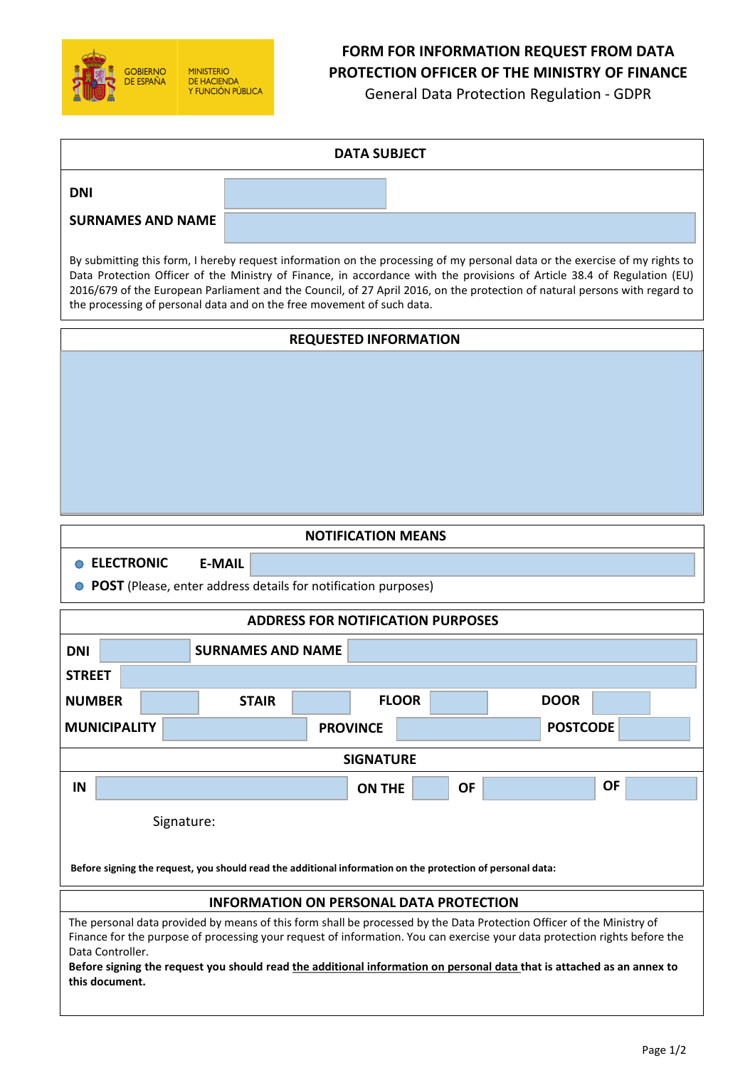GOBIERNO DE ESPAÑA | MINISTERIO DE HACIENDA Y FUNCIÓN PÚBLICA

# FORM FOR INFORMATION REQUEST FROM DATA PROTECTION OFFICER OF THE MINISTRY OF FINANCE

General Data Protection Regulation - GDPR

## DATA SUBJECT

**DNI**

**SURNAMES AND NAME**

By submitting this form, I hereby request information on the processing of my personal data or the exercise of my rights to Data Protection Officer of the Ministry of Finance, in accordance with the provisions of Article 38.4 of Regulation (EU) 2016/679 of the European Parliament and the Council, of 27 April 2016, on the protection of natural persons with regard to the processing of personal data and on the free movement of such data.

## REQUESTED INFORMATION

## NOTIFICATION MEANS

- **ELECTRONIC** **E-MAIL**
- **POST** (Please, enter address details for notification purposes)

## ADDRESS FOR NOTIFICATION PURPOSES

| | | | | | | | |
|---|---|---|---|---|---|---|---|
| **DNI** | | **SURNAMES AND NAME** | | | | | |
| **STREET** | | | | | | | |
| **NUMBER** | | **STAIR** | | **FLOOR** | | **DOOR** | |
| **MUNICIPALITY** | | **PROVINCE** | | **POSTCODE** | | | |

## SIGNATURE

**IN** &nbsp;&nbsp; **ON THE** &nbsp;&nbsp; **OF** &nbsp;&nbsp; **OF**

Signature:

**Before signing the request, you should read the additional information on the protection of personal data:**

## INFORMATION ON PERSONAL DATA PROTECTION

The personal data provided by means of this form shall be processed by the Data Protection Officer of the Ministry of Finance for the purpose of processing your request of information. You can exercise your data protection rights before the Data Controller.

**Before signing the request you should read the additional information on personal data that is attached as an annex to this document.**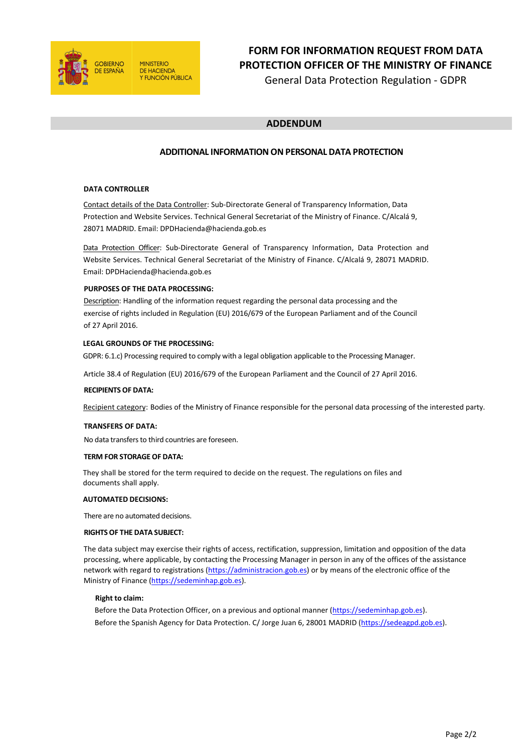# FORM FOR INFORMATION REQUEST FROM DATA PROTECTION OFFICER OF THE MINISTRY OF FINANCE

General Data Protection Regulation - GDPR

## ADDENDUM

### ADDITIONAL INFORMATION ON PERSONAL DATA PROTECTION

**DATA CONTROLLER**

Contact details of the Data Controller: Sub-Directorate General of Transparency Information, Data Protection and Website Services. Technical General Secretariat of the Ministry of Finance. C/Alcalá 9, 28071 MADRID. Email: DPDHacienda@hacienda.gob.es

Data Protection Officer: Sub-Directorate General of Transparency Information, Data Protection and Website Services. Technical General Secretariat of the Ministry of Finance. C/Alcalá 9, 28071 MADRID. Email: DPDHacienda@hacienda.gob.es

**PURPOSES OF THE DATA PROCESSING:**

Description: Handling of the information request regarding the personal data processing and the exercise of rights included in Regulation (EU) 2016/679 of the European Parliament and of the Council of 27 April 2016.

**LEGAL GROUNDS OF THE PROCESSING:**

GDPR: 6.1.c) Processing required to comply with a legal obligation applicable to the Processing Manager.

Article 38.4 of Regulation (EU) 2016/679 of the European Parliament and the Council of 27 April 2016.

**RECIPIENTS OF DATA:**

Recipient category: Bodies of the Ministry of Finance responsible for the personal data processing of the interested party.

**TRANSFERS OF DATA:**

No data transfers to third countries are foreseen.

**TERM FOR STORAGE OF DATA:**

They shall be stored for the term required to decide on the request. The regulations on files and documents shall apply.

**AUTOMATED DECISIONS:**

There are no automated decisions.

**RIGHTS OF THE DATA SUBJECT:**

The data subject may exercise their rights of access, rectification, suppression, limitation and opposition of the data processing, where applicable, by contacting the Processing Manager in person in any of the offices of the assistance network with regard to registrations (https://administracion.gob.es) or by means of the electronic office of the Ministry of Finance (https://sedeminhap.gob.es).

**Right to claim:**

Before the Data Protection Officer, on a previous and optional manner (https://sedeminhap.gob.es).

Before the Spanish Agency for Data Protection. C/ Jorge Juan 6, 28001 MADRID (https://sedeagpd.gob.es).